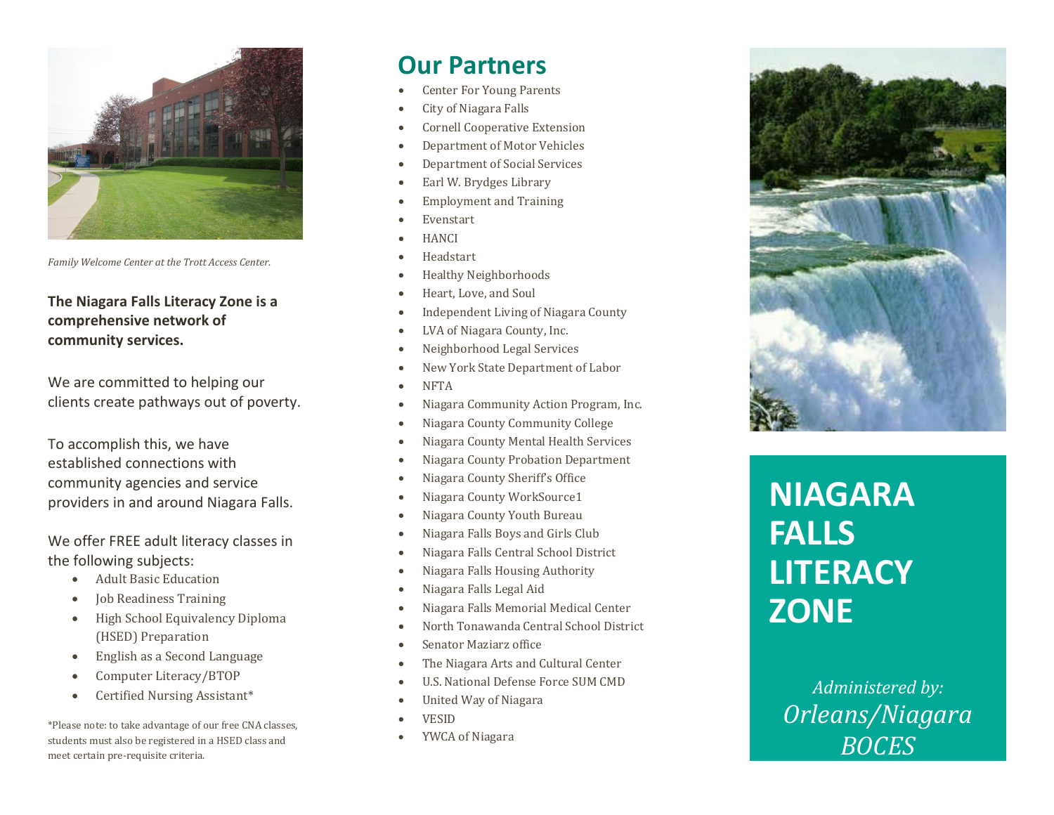*Family Welcome Center at the Trott Access Center.*

**The Niagara Falls Literacy Zone is a comprehensive network of community services.**

We are committed to helping our clients create pathways out of poverty.

To accomplish this, we have established connections with community agencies and service providers in and around Niagara Falls.

We offer FREE adult literacy classes in the following subjects:

- Adult Basic Education
- Job Readiness Training
- High School Equivalency Diploma (HSED) Preparation
- English as a Second Language
- Computer Literacy/BTOP
- Certified Nursing Assistant*

*Please note: to take advantage of our free CNA classes, students must also be registered in a HSED class and meet certain pre-requisite criteria.

## Our Partners

- Center For Young Parents
- City of Niagara Falls
- Cornell Cooperative Extension
- Department of Motor Vehicles
- Department of Social Services
- Earl W. Brydges Library
- Employment and Training
- Evenstart
- HANCI
- Headstart
- Healthy Neighborhoods
- Heart, Love, and Soul
- Independent Living of Niagara County
- LVA of Niagara County, Inc.
- Neighborhood Legal Services
- New York State Department of Labor
- NFTA
- Niagara Community Action Program, Inc.
- Niagara County Community College
- Niagara County Mental Health Services
- Niagara County Probation Department
- Niagara County Sheriff's Office
- Niagara County WorkSource1
- Niagara County Youth Bureau
- Niagara Falls Boys and Girls Club
- Niagara Falls Central School District
- Niagara Falls Housing Authority
- Niagara Falls Legal Aid
- Niagara Falls Memorial Medical Center
- North Tonawanda Central School District
- Senator Maziarz office
- The Niagara Arts and Cultural Center
- U.S. National Defense Force SUM CMD
- United Way of Niagara
- VESID
- YWCA of Niagara

# NIAGARA FALLS LITERACY ZONE

*Administered by:*

*Orleans/Niagara BOCES*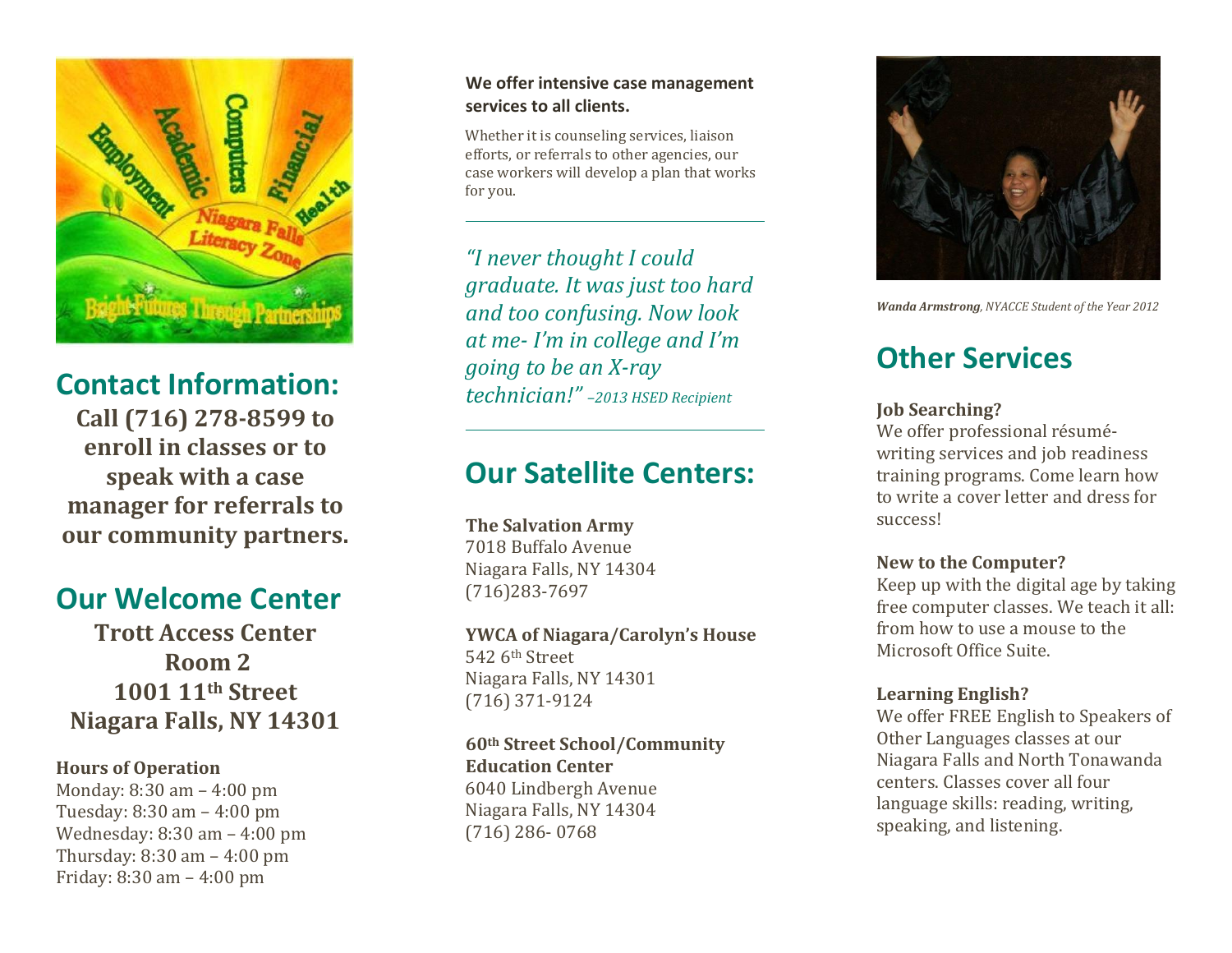## Contact Information:

**Call (716) 278-8599 to enroll in classes or to speak with a case manager for referrals to our community partners.**

## Our Welcome Center

**Trott Access Center**
**Room 2**
**1001 11th Street**
**Niagara Falls, NY 14301**

**Hours of Operation**
Monday: 8:30 am – 4:00 pm
Tuesday: 8:30 am – 4:00 pm
Wednesday: 8:30 am – 4:00 pm
Thursday: 8:30 am – 4:00 pm
Friday: 8:30 am – 4:00 pm

**We offer intensive case management services to all clients.**

Whether it is counseling services, liaison efforts, or referrals to other agencies, our case workers will develop a plan that works for you.

---

*"I never thought I could graduate. It was just too hard and too confusing. Now look at me- I'm in college and I'm going to be an X-ray technician!" –2013 HSED Recipient*

---

## Our Satellite Centers:

**The Salvation Army**
7018 Buffalo Avenue
Niagara Falls, NY 14304
(716)283-7697

**YWCA of Niagara/Carolyn's House**
542 6th Street
Niagara Falls, NY 14301
(716) 371-9124

**60th Street School/Community Education Center**
6040 Lindbergh Avenue
Niagara Falls, NY 14304
(716) 286- 0768

***Wanda Armstrong**, NYACCE Student of the Year 2012*

## Other Services

**Job Searching?**
We offer professional résumé-writing services and job readiness training programs. Come learn how to write a cover letter and dress for success!

**New to the Computer?**
Keep up with the digital age by taking free computer classes. We teach it all: from how to use a mouse to the Microsoft Office Suite.

**Learning English?**
We offer FREE English to Speakers of Other Languages classes at our Niagara Falls and North Tonawanda centers. Classes cover all four language skills: reading, writing, speaking, and listening.